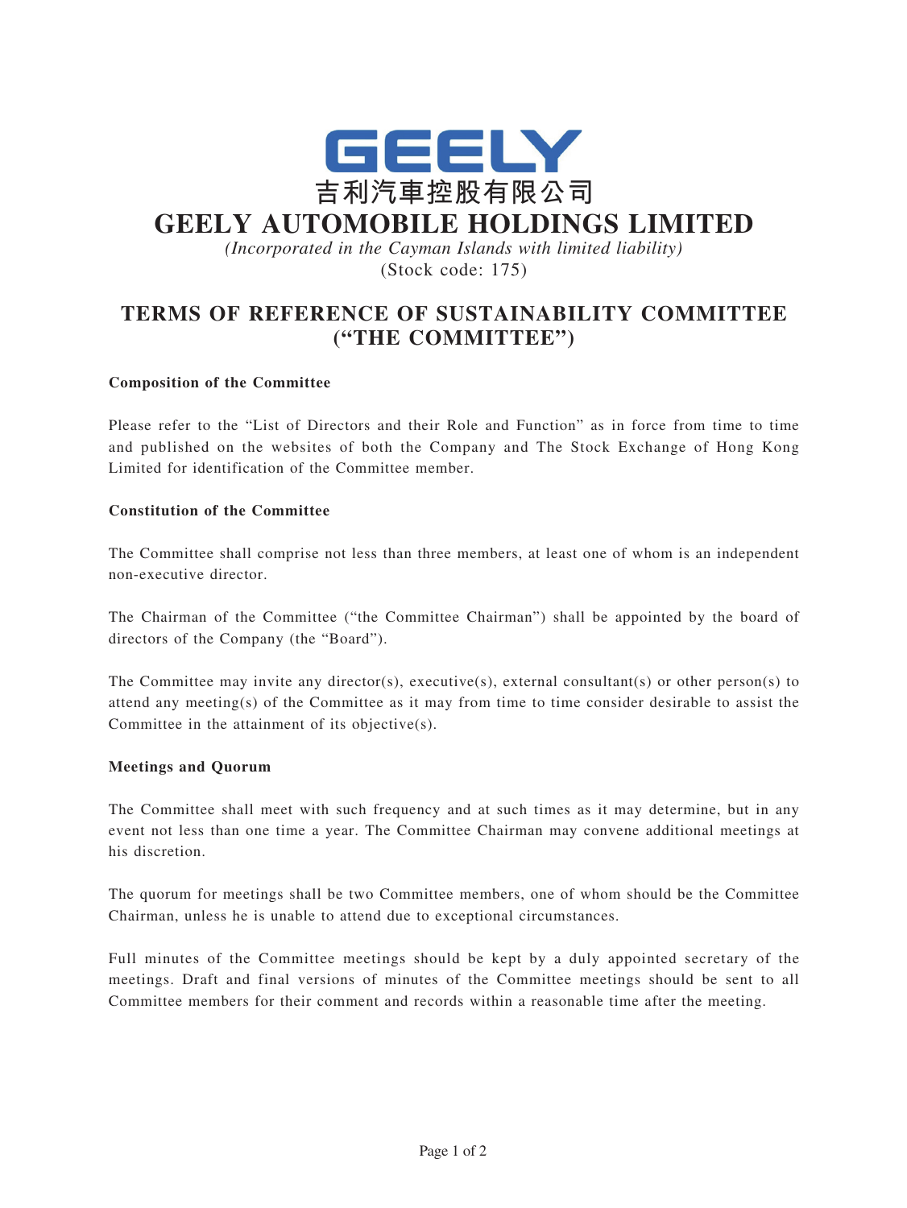GEELY

吉利汽車控股有限公司

# GEELY AUTOMOBILE HOLDINGS LIMITED

*(Incorporated in the Cayman Islands with limited liability)*

(Stock code: 175)

## TERMS OF REFERENCE OF SUSTAINABILITY COMMITTEE ("THE COMMITTEE")

**Composition of the Committee**

Please refer to the "List of Directors and their Role and Function" as in force from time to time and published on the websites of both the Company and The Stock Exchange of Hong Kong Limited for identification of the Committee member.

**Constitution of the Committee**

The Committee shall comprise not less than three members, at least one of whom is an independent non-executive director.

The Chairman of the Committee ("the Committee Chairman") shall be appointed by the board of directors of the Company (the "Board").

The Committee may invite any director(s), executive(s), external consultant(s) or other person(s) to attend any meeting(s) of the Committee as it may from time to time consider desirable to assist the Committee in the attainment of its objective(s).

**Meetings and Quorum**

The Committee shall meet with such frequency and at such times as it may determine, but in any event not less than one time a year. The Committee Chairman may convene additional meetings at his discretion.

The quorum for meetings shall be two Committee members, one of whom should be the Committee Chairman, unless he is unable to attend due to exceptional circumstances.

Full minutes of the Committee meetings should be kept by a duly appointed secretary of the meetings. Draft and final versions of minutes of the Committee meetings should be sent to all Committee members for their comment and records within a reasonable time after the meeting.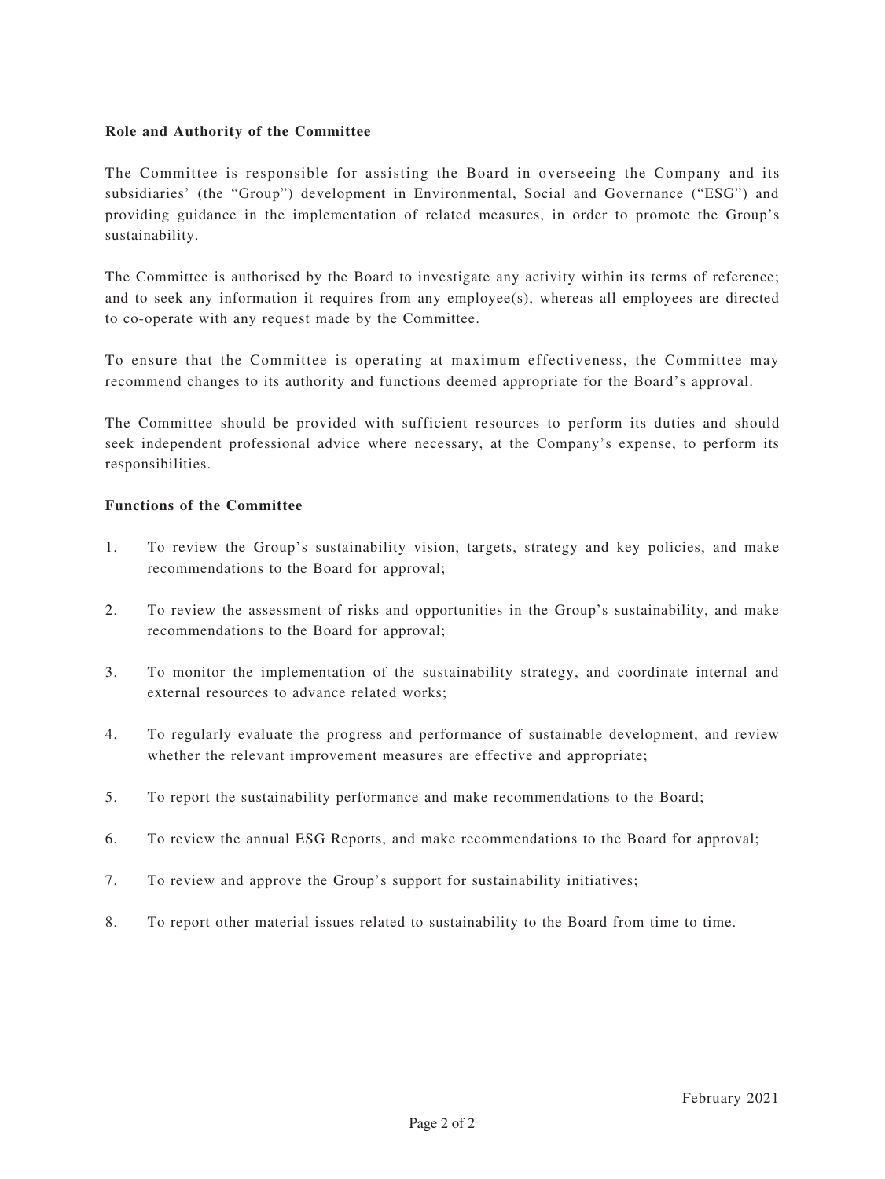**Role and Authority of the Committee**

The Committee is responsible for assisting the Board in overseeing the Company and its subsidiaries' (the "Group") development in Environmental, Social and Governance ("ESG") and providing guidance in the implementation of related measures, in order to promote the Group's sustainability.

The Committee is authorised by the Board to investigate any activity within its terms of reference; and to seek any information it requires from any employee(s), whereas all employees are directed to co-operate with any request made by the Committee.

To ensure that the Committee is operating at maximum effectiveness, the Committee may recommend changes to its authority and functions deemed appropriate for the Board's approval.

The Committee should be provided with sufficient resources to perform its duties and should seek independent professional advice where necessary, at the Company's expense, to perform its responsibilities.

**Functions of the Committee**

1. To review the Group's sustainability vision, targets, strategy and key policies, and make recommendations to the Board for approval;

2. To review the assessment of risks and opportunities in the Group's sustainability, and make recommendations to the Board for approval;

3. To monitor the implementation of the sustainability strategy, and coordinate internal and external resources to advance related works;

4. To regularly evaluate the progress and performance of sustainable development, and review whether the relevant improvement measures are effective and appropriate;

5. To report the sustainability performance and make recommendations to the Board;

6. To review the annual ESG Reports, and make recommendations to the Board for approval;

7. To review and approve the Group's support for sustainability initiatives;

8. To report other material issues related to sustainability to the Board from time to time.

February 2021